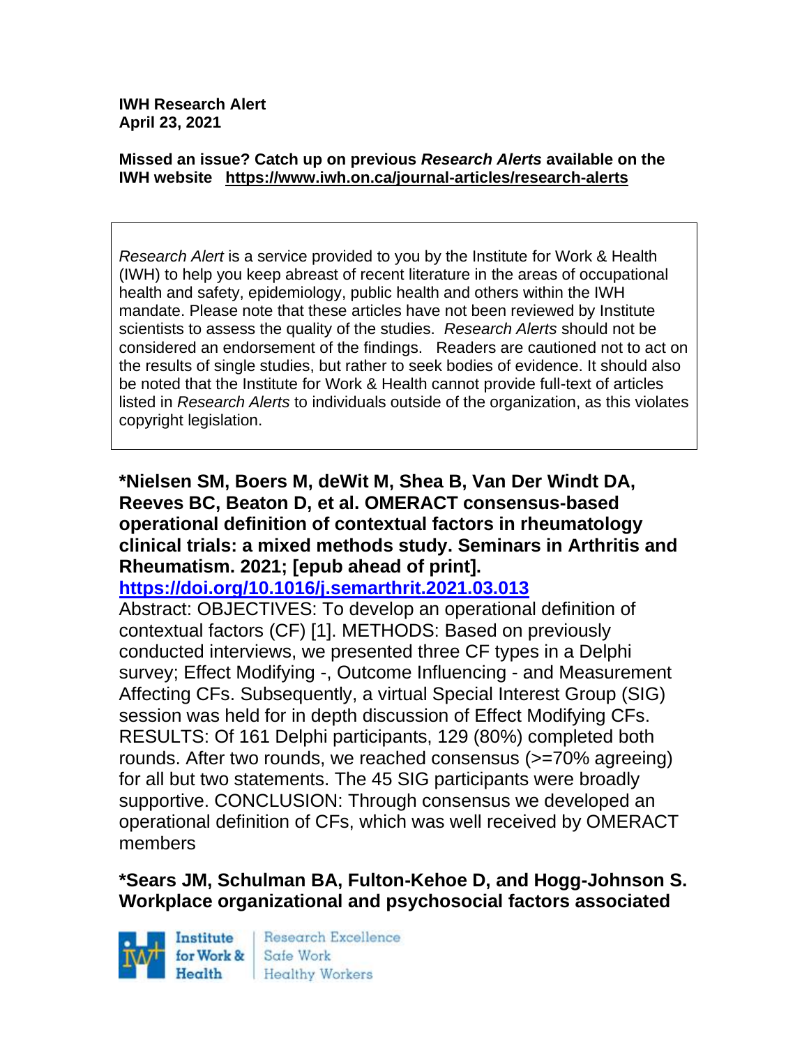**IWH Research Alert**
**April 23, 2021**

**Missed an issue? Catch up on previous *Research Alerts* available on the IWH website https://www.iwh.on.ca/journal-articles/research-alerts**

> *Research Alert* is a service provided to you by the Institute for Work & Health (IWH) to help you keep abreast of recent literature in the areas of occupational health and safety, epidemiology, public health and others within the IWH mandate. Please note that these articles have not been reviewed by Institute scientists to assess the quality of the studies. *Research Alerts* should not be considered an endorsement of the findings. Readers are cautioned not to act on the results of single studies, but rather to seek bodies of evidence. It should also be noted that the Institute for Work & Health cannot provide full-text of articles listed in *Research Alerts* to individuals outside of the organization, as this violates copyright legislation.

**\*Nielsen SM, Boers M, deWit M, Shea B, Van Der Windt DA, Reeves BC, Beaton D, et al. OMERACT consensus-based operational definition of contextual factors in rheumatology clinical trials: a mixed methods study. Seminars in Arthritis and Rheumatism. 2021; [epub ahead of print].**
**https://doi.org/10.1016/j.semarthrit.2021.03.013**

Abstract: OBJECTIVES: To develop an operational definition of contextual factors (CF) [1]. METHODS: Based on previously conducted interviews, we presented three CF types in a Delphi survey; Effect Modifying -, Outcome Influencing - and Measurement Affecting CFs. Subsequently, a virtual Special Interest Group (SIG) session was held for in depth discussion of Effect Modifying CFs. RESULTS: Of 161 Delphi participants, 129 (80%) completed both rounds. After two rounds, we reached consensus (>=70% agreeing) for all but two statements. The 45 SIG participants were broadly supportive. CONCLUSION: Through consensus we developed an operational definition of CFs, which was well received by OMERACT members

**\*Sears JM, Schulman BA, Fulton-Kehoe D, and Hogg-Johnson S. Workplace organizational and psychosocial factors associated**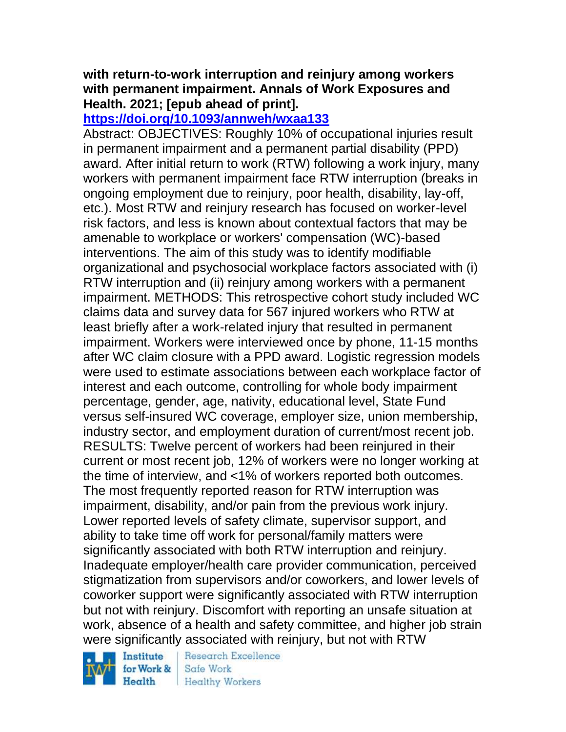**with return-to-work interruption and reinjury among workers with permanent impairment. Annals of Work Exposures and Health. 2021; [epub ahead of print].**

**https://doi.org/10.1093/annweh/wxaa133**

Abstract: OBJECTIVES: Roughly 10% of occupational injuries result in permanent impairment and a permanent partial disability (PPD) award. After initial return to work (RTW) following a work injury, many workers with permanent impairment face RTW interruption (breaks in ongoing employment due to reinjury, poor health, disability, lay-off, etc.). Most RTW and reinjury research has focused on worker-level risk factors, and less is known about contextual factors that may be amenable to workplace or workers' compensation (WC)-based interventions. The aim of this study was to identify modifiable organizational and psychosocial workplace factors associated with (i) RTW interruption and (ii) reinjury among workers with a permanent impairment. METHODS: This retrospective cohort study included WC claims data and survey data for 567 injured workers who RTW at least briefly after a work-related injury that resulted in permanent impairment. Workers were interviewed once by phone, 11-15 months after WC claim closure with a PPD award. Logistic regression models were used to estimate associations between each workplace factor of interest and each outcome, controlling for whole body impairment percentage, gender, age, nativity, educational level, State Fund versus self-insured WC coverage, employer size, union membership, industry sector, and employment duration of current/most recent job. RESULTS: Twelve percent of workers had been reinjured in their current or most recent job, 12% of workers were no longer working at the time of interview, and <1% of workers reported both outcomes. The most frequently reported reason for RTW interruption was impairment, disability, and/or pain from the previous work injury. Lower reported levels of safety climate, supervisor support, and ability to take time off work for personal/family matters were significantly associated with both RTW interruption and reinjury. Inadequate employer/health care provider communication, perceived stigmatization from supervisors and/or coworkers, and lower levels of coworker support were significantly associated with RTW interruption but not with reinjury. Discomfort with reporting an unsafe situation at work, absence of a health and safety committee, and higher job strain were significantly associated with reinjury, but not with RTW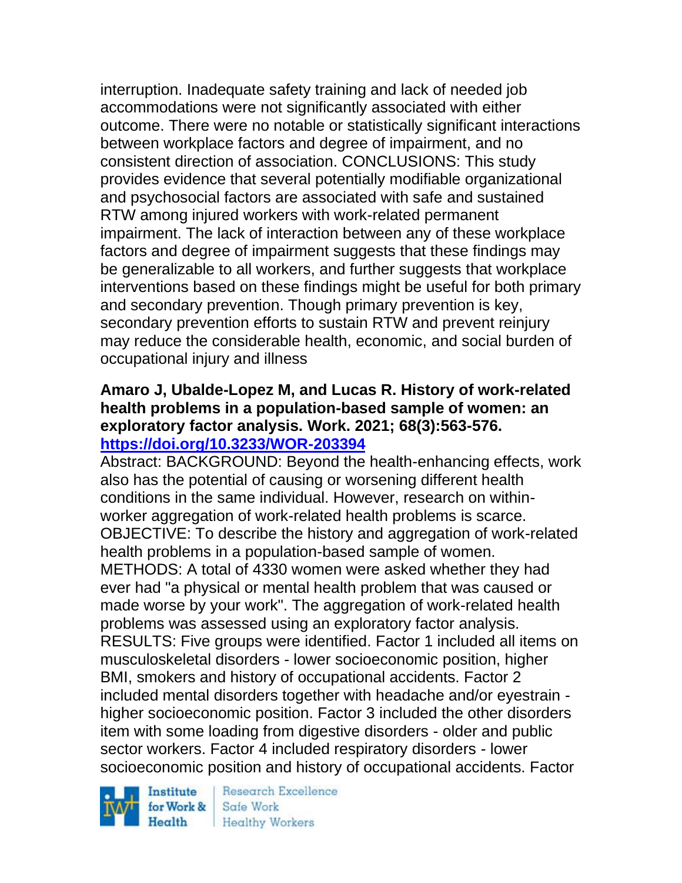interruption. Inadequate safety training and lack of needed job accommodations were not significantly associated with either outcome. There were no notable or statistically significant interactions between workplace factors and degree of impairment, and no consistent direction of association. CONCLUSIONS: This study provides evidence that several potentially modifiable organizational and psychosocial factors are associated with safe and sustained RTW among injured workers with work-related permanent impairment. The lack of interaction between any of these workplace factors and degree of impairment suggests that these findings may be generalizable to all workers, and further suggests that workplace interventions based on these findings might be useful for both primary and secondary prevention. Though primary prevention is key, secondary prevention efforts to sustain RTW and prevent reinjury may reduce the considerable health, economic, and social burden of occupational injury and illness

**Amaro J, Ubalde-Lopez M, and Lucas R. History of work-related health problems in a population-based sample of women: an exploratory factor analysis. Work. 2021; 68(3):563-576.**
**https://doi.org/10.3233/WOR-203394**

Abstract: BACKGROUND: Beyond the health-enhancing effects, work also has the potential of causing or worsening different health conditions in the same individual. However, research on within-worker aggregation of work-related health problems is scarce. OBJECTIVE: To describe the history and aggregation of work-related health problems in a population-based sample of women. METHODS: A total of 4330 women were asked whether they had ever had "a physical or mental health problem that was caused or made worse by your work". The aggregation of work-related health problems was assessed using an exploratory factor analysis. RESULTS: Five groups were identified. Factor 1 included all items on musculoskeletal disorders - lower socioeconomic position, higher BMI, smokers and history of occupational accidents. Factor 2 included mental disorders together with headache and/or eyestrain - higher socioeconomic position. Factor 3 included the other disorders item with some loading from digestive disorders - older and public sector workers. Factor 4 included respiratory disorders - lower socioeconomic position and history of occupational accidents. Factor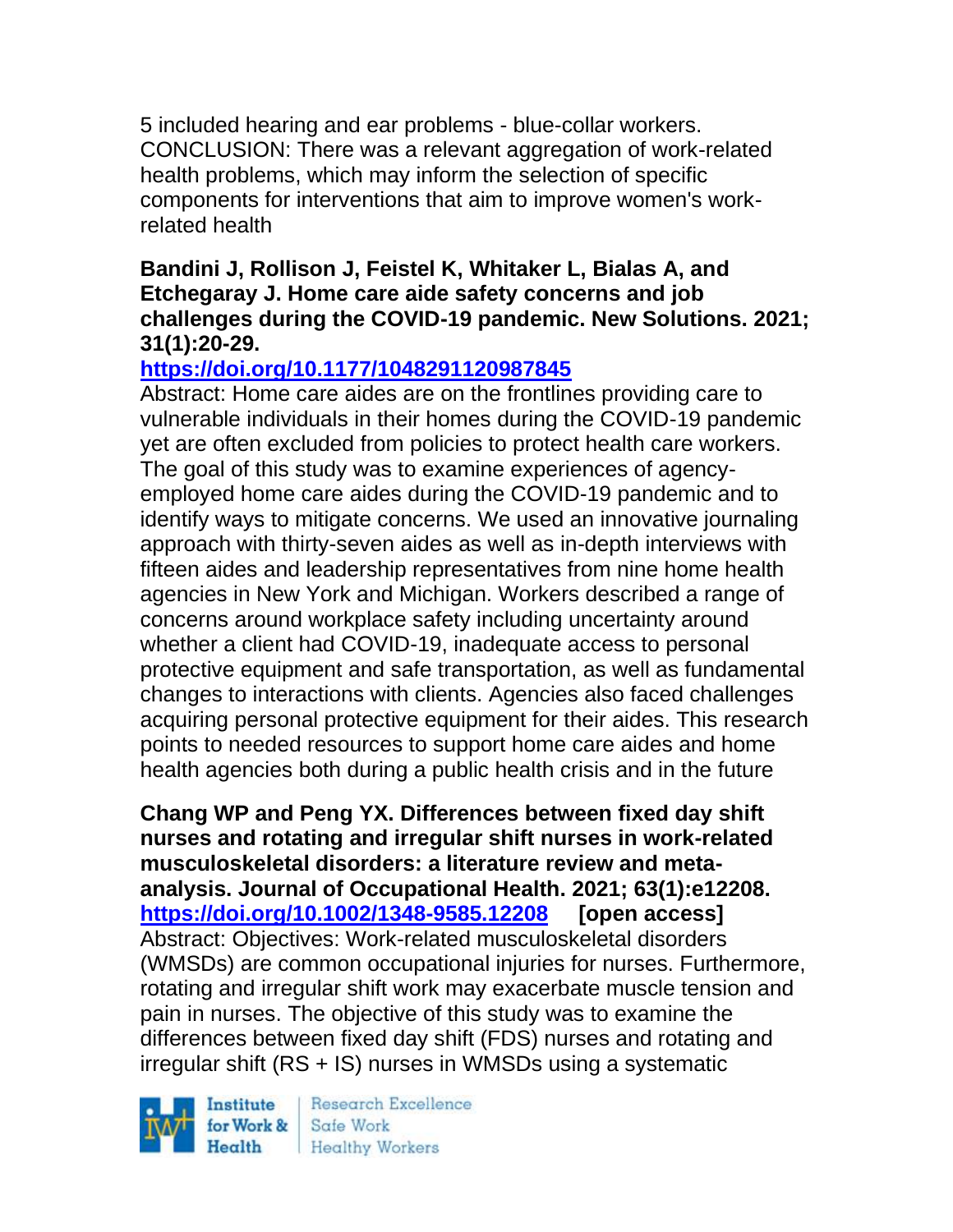5 included hearing and ear problems - blue-collar workers. CONCLUSION: There was a relevant aggregation of work-related health problems, which may inform the selection of specific components for interventions that aim to improve women's work-related health

**Bandini J, Rollison J, Feistel K, Whitaker L, Bialas A, and Etchegaray J. Home care aide safety concerns and job challenges during the COVID-19 pandemic. New Solutions. 2021; 31(1):20-29.**
**https://doi.org/10.1177/1048291120987845**
Abstract: Home care aides are on the frontlines providing care to vulnerable individuals in their homes during the COVID-19 pandemic yet are often excluded from policies to protect health care workers. The goal of this study was to examine experiences of agency-employed home care aides during the COVID-19 pandemic and to identify ways to mitigate concerns. We used an innovative journaling approach with thirty-seven aides as well as in-depth interviews with fifteen aides and leadership representatives from nine home health agencies in New York and Michigan. Workers described a range of concerns around workplace safety including uncertainty around whether a client had COVID-19, inadequate access to personal protective equipment and safe transportation, as well as fundamental changes to interactions with clients. Agencies also faced challenges acquiring personal protective equipment for their aides. This research points to needed resources to support home care aides and home health agencies both during a public health crisis and in the future

**Chang WP and Peng YX. Differences between fixed day shift nurses and rotating and irregular shift nurses in work-related musculoskeletal disorders: a literature review and meta-analysis. Journal of Occupational Health. 2021; 63(1):e12208.**
**https://doi.org/10.1002/1348-9585.12208 [open access]**
Abstract: Objectives: Work-related musculoskeletal disorders (WMSDs) are common occupational injuries for nurses. Furthermore, rotating and irregular shift work may exacerbate muscle tension and pain in nurses. The objective of this study was to examine the differences between fixed day shift (FDS) nurses and rotating and irregular shift (RS + IS) nurses in WMSDs using a systematic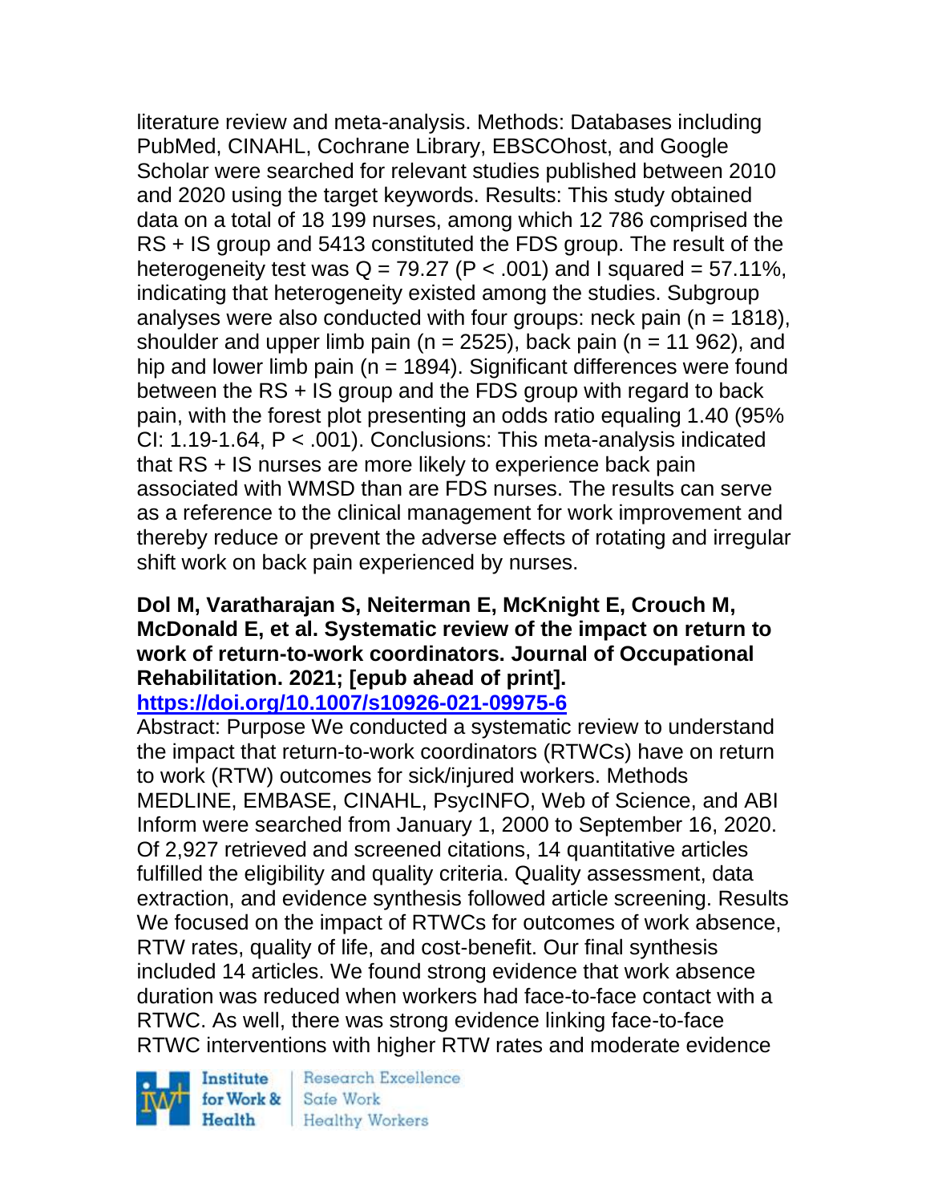literature review and meta-analysis. Methods: Databases including PubMed, CINAHL, Cochrane Library, EBSCOhost, and Google Scholar were searched for relevant studies published between 2010 and 2020 using the target keywords. Results: This study obtained data on a total of 18 199 nurses, among which 12 786 comprised the RS + IS group and 5413 constituted the FDS group. The result of the heterogeneity test was $Q = 79.27$ ($P < .001$) and I squared = 57.11%, indicating that heterogeneity existed among the studies. Subgroup analyses were also conducted with four groups: neck pain ($n = 1818$), shoulder and upper limb pain ($n = 2525$), back pain ($n = 11\ 962$), and hip and lower limb pain ($n = 1894$). Significant differences were found between the RS + IS group and the FDS group with regard to back pain, with the forest plot presenting an odds ratio equaling 1.40 (95% CI: 1.19-1.64, $P < .001$). Conclusions: This meta-analysis indicated that RS + IS nurses are more likely to experience back pain associated with WMSD than are FDS nurses. The results can serve as a reference to the clinical management for work improvement and thereby reduce or prevent the adverse effects of rotating and irregular shift work on back pain experienced by nurses.

**Dol M, Varatharajan S, Neiterman E, McKnight E, Crouch M, McDonald E, et al. Systematic review of the impact on return to work of return-to-work coordinators. Journal of Occupational Rehabilitation. 2021; [epub ahead of print]. https://doi.org/10.1007/s10926-021-09975-6**

Abstract: Purpose We conducted a systematic review to understand the impact that return-to-work coordinators (RTWCs) have on return to work (RTW) outcomes for sick/injured workers. Methods MEDLINE, EMBASE, CINAHL, PsycINFO, Web of Science, and ABI Inform were searched from January 1, 2000 to September 16, 2020. Of 2,927 retrieved and screened citations, 14 quantitative articles fulfilled the eligibility and quality criteria. Quality assessment, data extraction, and evidence synthesis followed article screening. Results We focused on the impact of RTWCs for outcomes of work absence, RTW rates, quality of life, and cost-benefit. Our final synthesis included 14 articles. We found strong evidence that work absence duration was reduced when workers had face-to-face contact with a RTWC. As well, there was strong evidence linking face-to-face RTWC interventions with higher RTW rates and moderate evidence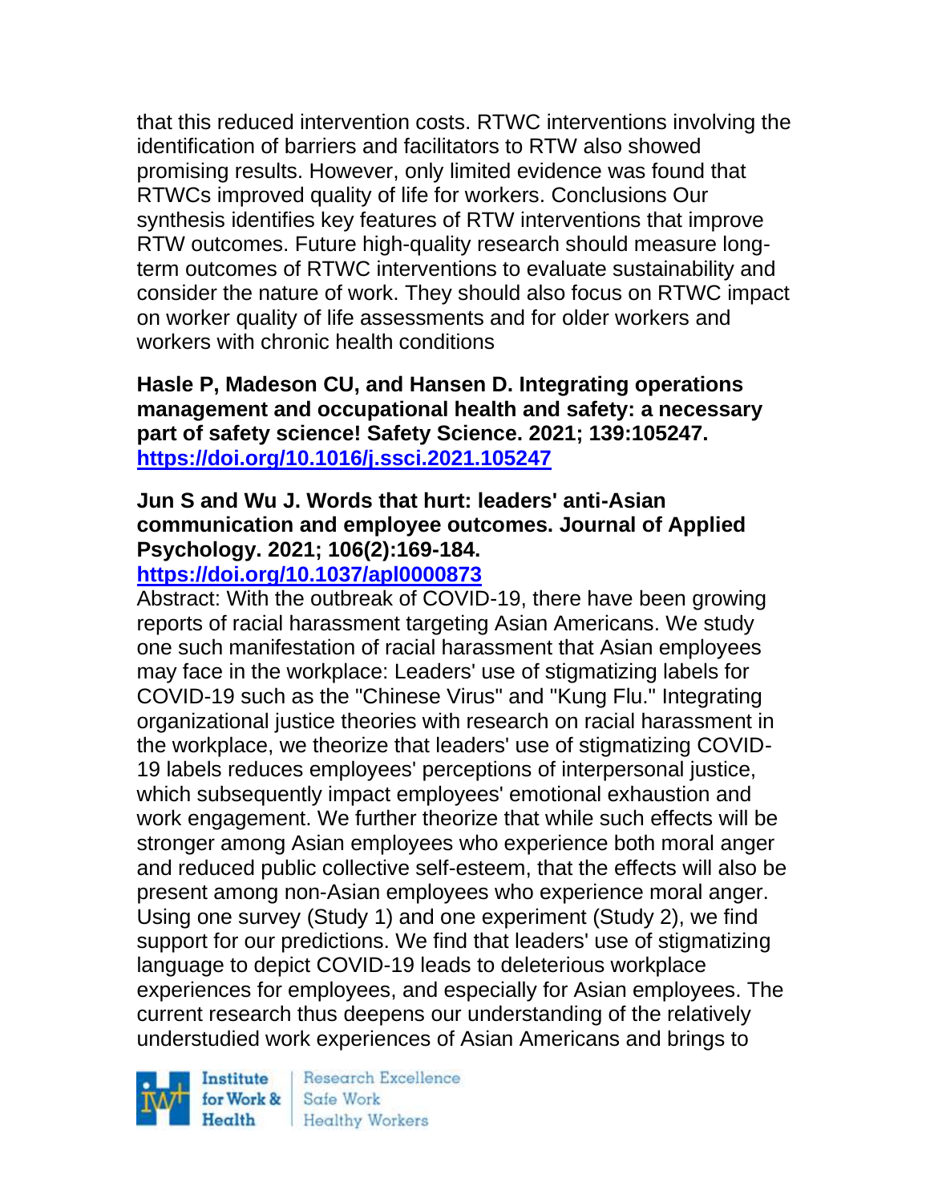that this reduced intervention costs. RTWC interventions involving the identification of barriers and facilitators to RTW also showed promising results. However, only limited evidence was found that RTWCs improved quality of life for workers. Conclusions Our synthesis identifies key features of RTW interventions that improve RTW outcomes. Future high-quality research should measure long-term outcomes of RTWC interventions to evaluate sustainability and consider the nature of work. They should also focus on RTWC impact on worker quality of life assessments and for older workers and workers with chronic health conditions

**Hasle P, Madeson CU, and Hansen D. Integrating operations management and occupational health and safety: a necessary part of safety science! Safety Science. 2021; 139:105247. [https://doi.org/10.1016/j.ssci.2021.105247](https://doi.org/10.1016/j.ssci.2021.105247)**

**Jun S and Wu J. Words that hurt: leaders' anti-Asian communication and employee outcomes. Journal of Applied Psychology. 2021; 106(2):169-184. [https://doi.org/10.1037/apl0000873](https://doi.org/10.1037/apl0000873)**

Abstract: With the outbreak of COVID-19, there have been growing reports of racial harassment targeting Asian Americans. We study one such manifestation of racial harassment that Asian employees may face in the workplace: Leaders' use of stigmatizing labels for COVID-19 such as the "Chinese Virus" and "Kung Flu." Integrating organizational justice theories with research on racial harassment in the workplace, we theorize that leaders' use of stigmatizing COVID-19 labels reduces employees' perceptions of interpersonal justice, which subsequently impact employees' emotional exhaustion and work engagement. We further theorize that while such effects will be stronger among Asian employees who experience both moral anger and reduced public collective self-esteem, that the effects will also be present among non-Asian employees who experience moral anger. Using one survey (Study 1) and one experiment (Study 2), we find support for our predictions. We find that leaders' use of stigmatizing language to depict COVID-19 leads to deleterious workplace experiences for employees, and especially for Asian employees. The current research thus deepens our understanding of the relatively understudied work experiences of Asian Americans and brings to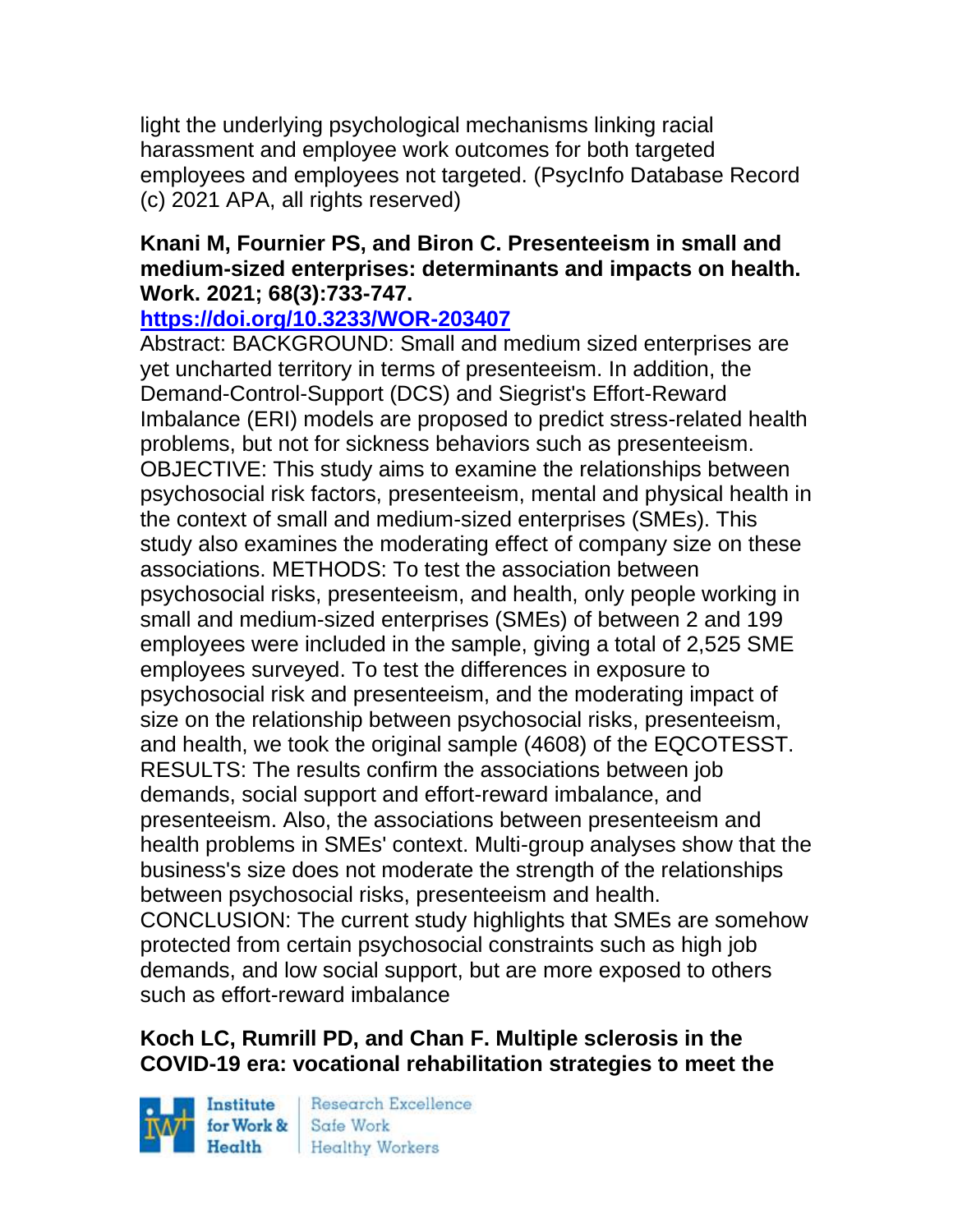light the underlying psychological mechanisms linking racial harassment and employee work outcomes for both targeted employees and employees not targeted. (PsycInfo Database Record (c) 2021 APA, all rights reserved)

**Knani M, Fournier PS, and Biron C. Presenteeism in small and medium-sized enterprises: determinants and impacts on health. Work. 2021; 68(3):733-747.**
**https://doi.org/10.3233/WOR-203407**
Abstract: BACKGROUND: Small and medium sized enterprises are yet uncharted territory in terms of presenteeism. In addition, the Demand-Control-Support (DCS) and Siegrist's Effort-Reward Imbalance (ERI) models are proposed to predict stress-related health problems, but not for sickness behaviors such as presenteeism. OBJECTIVE: This study aims to examine the relationships between psychosocial risk factors, presenteeism, mental and physical health in the context of small and medium-sized enterprises (SMEs). This study also examines the moderating effect of company size on these associations. METHODS: To test the association between psychosocial risks, presenteeism, and health, only people working in small and medium-sized enterprises (SMEs) of between 2 and 199 employees were included in the sample, giving a total of 2,525 SME employees surveyed. To test the differences in exposure to psychosocial risk and presenteeism, and the moderating impact of size on the relationship between psychosocial risks, presenteeism, and health, we took the original sample (4608) of the EQCOTESST. RESULTS: The results confirm the associations between job demands, social support and effort-reward imbalance, and presenteeism. Also, the associations between presenteeism and health problems in SMEs' context. Multi-group analyses show that the business's size does not moderate the strength of the relationships between psychosocial risks, presenteeism and health. CONCLUSION: The current study highlights that SMEs are somehow protected from certain psychosocial constraints such as high job demands, and low social support, but are more exposed to others such as effort-reward imbalance

**Koch LC, Rumrill PD, and Chan F. Multiple sclerosis in the COVID-19 era: vocational rehabilitation strategies to meet the**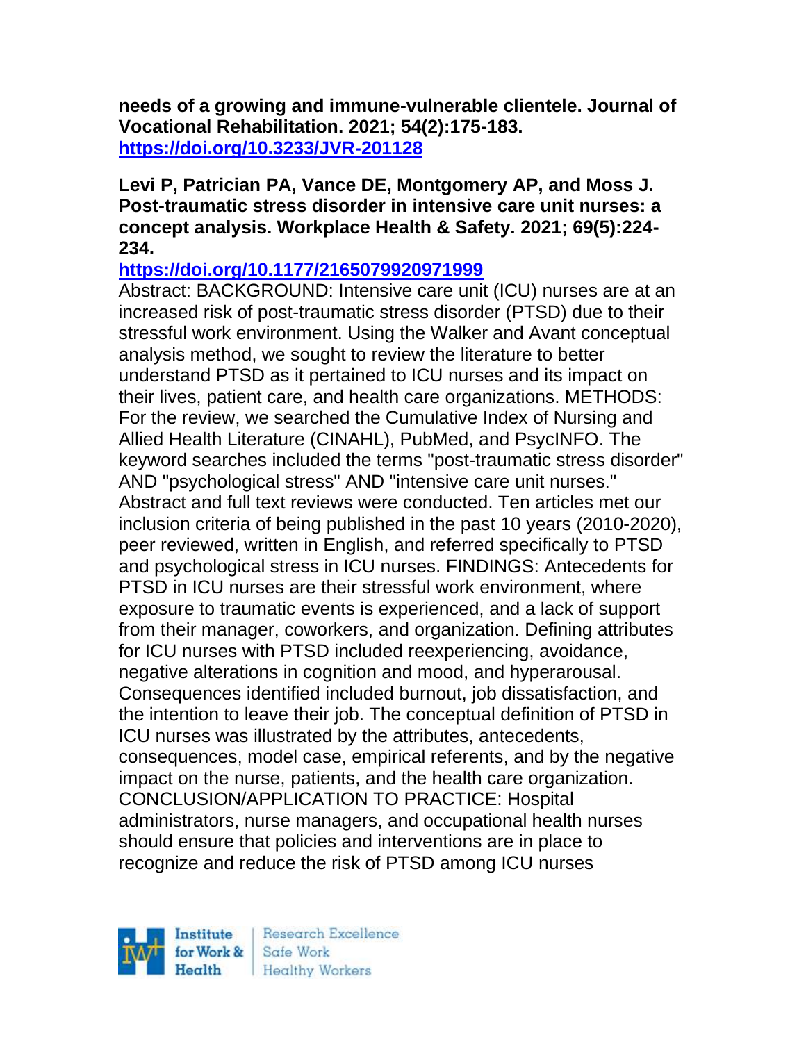**needs of a growing and immune-vulnerable clientele. Journal of Vocational Rehabilitation. 2021; 54(2):175-183.**
**https://doi.org/10.3233/JVR-201128**

**Levi P, Patrician PA, Vance DE, Montgomery AP, and Moss J. Post-traumatic stress disorder in intensive care unit nurses: a concept analysis. Workplace Health & Safety. 2021; 69(5):224-234.**
**https://doi.org/10.1177/2165079920971999**

Abstract: BACKGROUND: Intensive care unit (ICU) nurses are at an increased risk of post-traumatic stress disorder (PTSD) due to their stressful work environment. Using the Walker and Avant conceptual analysis method, we sought to review the literature to better understand PTSD as it pertained to ICU nurses and its impact on their lives, patient care, and health care organizations. METHODS: For the review, we searched the Cumulative Index of Nursing and Allied Health Literature (CINAHL), PubMed, and PsycINFO. The keyword searches included the terms "post-traumatic stress disorder" AND "psychological stress" AND "intensive care unit nurses." Abstract and full text reviews were conducted. Ten articles met our inclusion criteria of being published in the past 10 years (2010-2020), peer reviewed, written in English, and referred specifically to PTSD and psychological stress in ICU nurses. FINDINGS: Antecedents for PTSD in ICU nurses are their stressful work environment, where exposure to traumatic events is experienced, and a lack of support from their manager, coworkers, and organization. Defining attributes for ICU nurses with PTSD included reexperiencing, avoidance, negative alterations in cognition and mood, and hyperarousal. Consequences identified included burnout, job dissatisfaction, and the intention to leave their job. The conceptual definition of PTSD in ICU nurses was illustrated by the attributes, antecedents, consequences, model case, empirical referents, and by the negative impact on the nurse, patients, and the health care organization. CONCLUSION/APPLICATION TO PRACTICE: Hospital administrators, nurse managers, and occupational health nurses should ensure that policies and interventions are in place to recognize and reduce the risk of PTSD among ICU nurses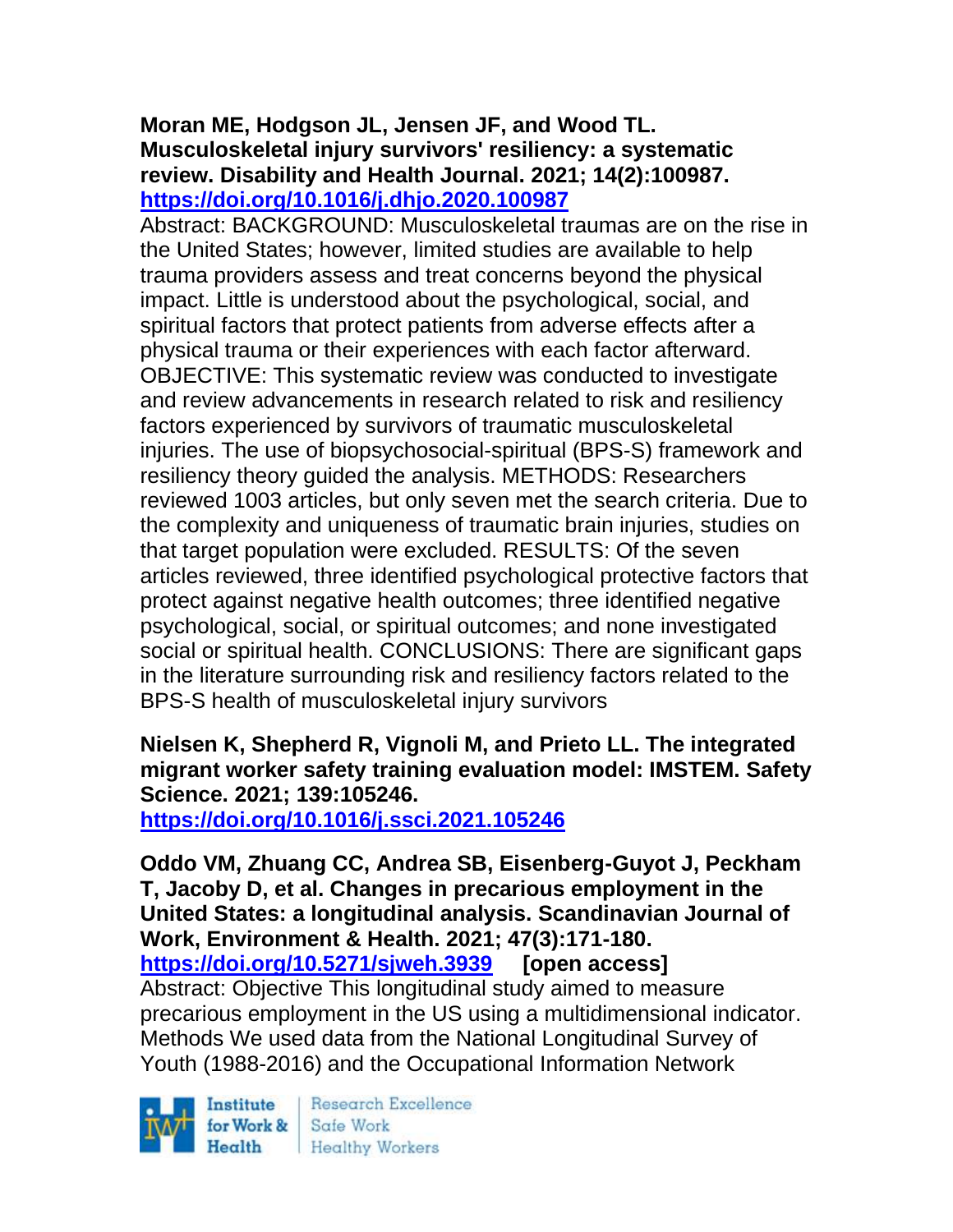**Moran ME, Hodgson JL, Jensen JF, and Wood TL. Musculoskeletal injury survivors' resiliency: a systematic review. Disability and Health Journal. 2021; 14(2):100987.**
**https://doi.org/10.1016/j.dhjo.2020.100987**

Abstract: BACKGROUND: Musculoskeletal traumas are on the rise in the United States; however, limited studies are available to help trauma providers assess and treat concerns beyond the physical impact. Little is understood about the psychological, social, and spiritual factors that protect patients from adverse effects after a physical trauma or their experiences with each factor afterward. OBJECTIVE: This systematic review was conducted to investigate and review advancements in research related to risk and resiliency factors experienced by survivors of traumatic musculoskeletal injuries. The use of biopsychosocial-spiritual (BPS-S) framework and resiliency theory guided the analysis. METHODS: Researchers reviewed 1003 articles, but only seven met the search criteria. Due to the complexity and uniqueness of traumatic brain injuries, studies on that target population were excluded. RESULTS: Of the seven articles reviewed, three identified psychological protective factors that protect against negative health outcomes; three identified negative psychological, social, or spiritual outcomes; and none investigated social or spiritual health. CONCLUSIONS: There are significant gaps in the literature surrounding risk and resiliency factors related to the BPS-S health of musculoskeletal injury survivors

**Nielsen K, Shepherd R, Vignoli M, and Prieto LL. The integrated migrant worker safety training evaluation model: IMSTEM. Safety Science. 2021; 139:105246.**
**https://doi.org/10.1016/j.ssci.2021.105246**

**Oddo VM, Zhuang CC, Andrea SB, Eisenberg-Guyot J, Peckham T, Jacoby D, et al. Changes in precarious employment in the United States: a longitudinal analysis. Scandinavian Journal of Work, Environment & Health. 2021; 47(3):171-180.**
**https://doi.org/10.5271/sjweh.3939** **[open access]**

Abstract: Objective This longitudinal study aimed to measure precarious employment in the US using a multidimensional indicator. Methods We used data from the National Longitudinal Survey of Youth (1988-2016) and the Occupational Information Network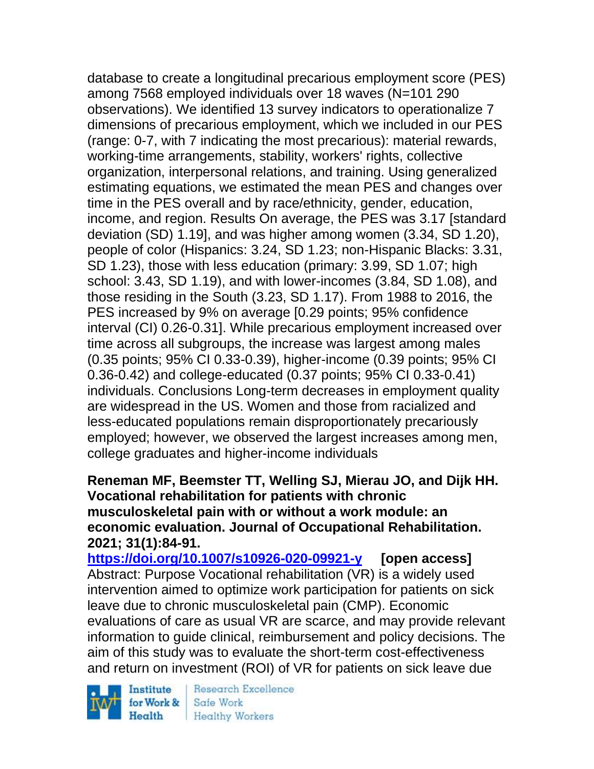database to create a longitudinal precarious employment score (PES) among 7568 employed individuals over 18 waves (N=101 290 observations). We identified 13 survey indicators to operationalize 7 dimensions of precarious employment, which we included in our PES (range: 0-7, with 7 indicating the most precarious): material rewards, working-time arrangements, stability, workers' rights, collective organization, interpersonal relations, and training. Using generalized estimating equations, we estimated the mean PES and changes over time in the PES overall and by race/ethnicity, gender, education, income, and region. Results On average, the PES was 3.17 [standard deviation (SD) 1.19], and was higher among women (3.34, SD 1.20), people of color (Hispanics: 3.24, SD 1.23; non-Hispanic Blacks: 3.31, SD 1.23), those with less education (primary: 3.99, SD 1.07; high school: 3.43, SD 1.19), and with lower-incomes (3.84, SD 1.08), and those residing in the South (3.23, SD 1.17). From 1988 to 2016, the PES increased by 9% on average [0.29 points; 95% confidence interval (CI) 0.26-0.31]. While precarious employment increased over time across all subgroups, the increase was largest among males (0.35 points; 95% CI 0.33-0.39), higher-income (0.39 points; 95% CI 0.36-0.42) and college-educated (0.37 points; 95% CI 0.33-0.41) individuals. Conclusions Long-term decreases in employment quality are widespread in the US. Women and those from racialized and less-educated populations remain disproportionately precariously employed; however, we observed the largest increases among men, college graduates and higher-income individuals

**Reneman MF, Beemster TT, Welling SJ, Mierau JO, and Dijk HH. Vocational rehabilitation for patients with chronic musculoskeletal pain with or without a work module: an economic evaluation. Journal of Occupational Rehabilitation. 2021; 31(1):84-91.**

**https://doi.org/10.1007/s10926-020-09921-y [open access]**

Abstract: Purpose Vocational rehabilitation (VR) is a widely used intervention aimed to optimize work participation for patients on sick leave due to chronic musculoskeletal pain (CMP). Economic evaluations of care as usual VR are scarce, and may provide relevant information to guide clinical, reimbursement and policy decisions. The aim of this study was to evaluate the short-term cost-effectiveness and return on investment (ROI) of VR for patients on sick leave due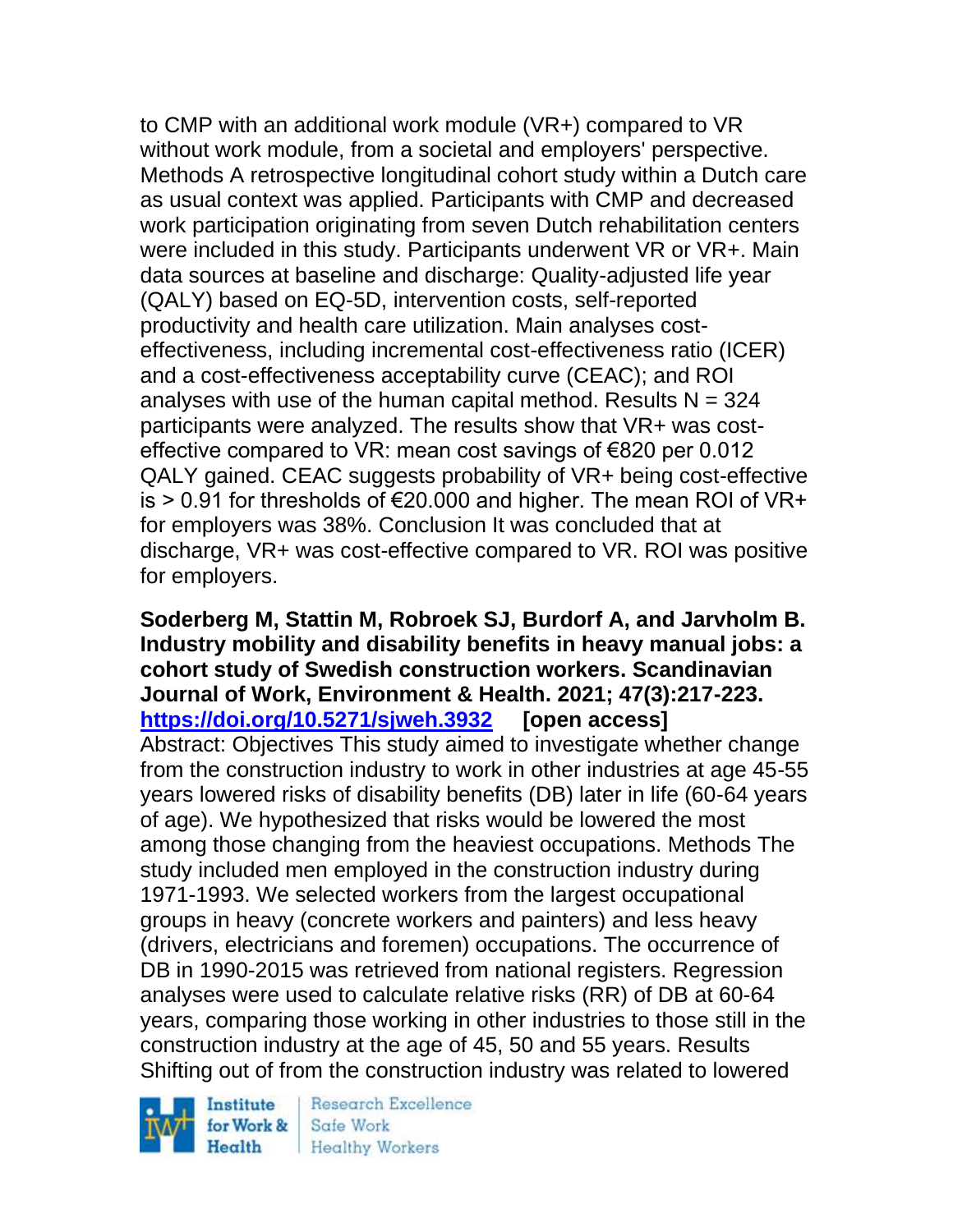to CMP with an additional work module (VR+) compared to VR without work module, from a societal and employers' perspective. Methods A retrospective longitudinal cohort study within a Dutch care as usual context was applied. Participants with CMP and decreased work participation originating from seven Dutch rehabilitation centers were included in this study. Participants underwent VR or VR+. Main data sources at baseline and discharge: Quality-adjusted life year (QALY) based on EQ-5D, intervention costs, self-reported productivity and health care utilization. Main analyses cost-effectiveness, including incremental cost-effectiveness ratio (ICER) and a cost-effectiveness acceptability curve (CEAC); and ROI analyses with use of the human capital method. Results N = 324 participants were analyzed. The results show that VR+ was cost-effective compared to VR: mean cost savings of €820 per 0.012 QALY gained. CEAC suggests probability of VR+ being cost-effective is > 0.91 for thresholds of €20.000 and higher. The mean ROI of VR+ for employers was 38%. Conclusion It was concluded that at discharge, VR+ was cost-effective compared to VR. ROI was positive for employers.

**Soderberg M, Stattin M, Robroek SJ, Burdorf A, and Jarvholm B. Industry mobility and disability benefits in heavy manual jobs: a cohort study of Swedish construction workers. Scandinavian Journal of Work, Environment & Health. 2021; 47(3):217-223. https://doi.org/10.5271/sjweh.3932 [open access]**
Abstract: Objectives This study aimed to investigate whether change from the construction industry to work in other industries at age 45-55 years lowered risks of disability benefits (DB) later in life (60-64 years of age). We hypothesized that risks would be lowered the most among those changing from the heaviest occupations. Methods The study included men employed in the construction industry during 1971-1993. We selected workers from the largest occupational groups in heavy (concrete workers and painters) and less heavy (drivers, electricians and foremen) occupations. The occurrence of DB in 1990-2015 was retrieved from national registers. Regression analyses were used to calculate relative risks (RR) of DB at 60-64 years, comparing those working in other industries to those still in the construction industry at the age of 45, 50 and 55 years. Results Shifting out of from the construction industry was related to lowered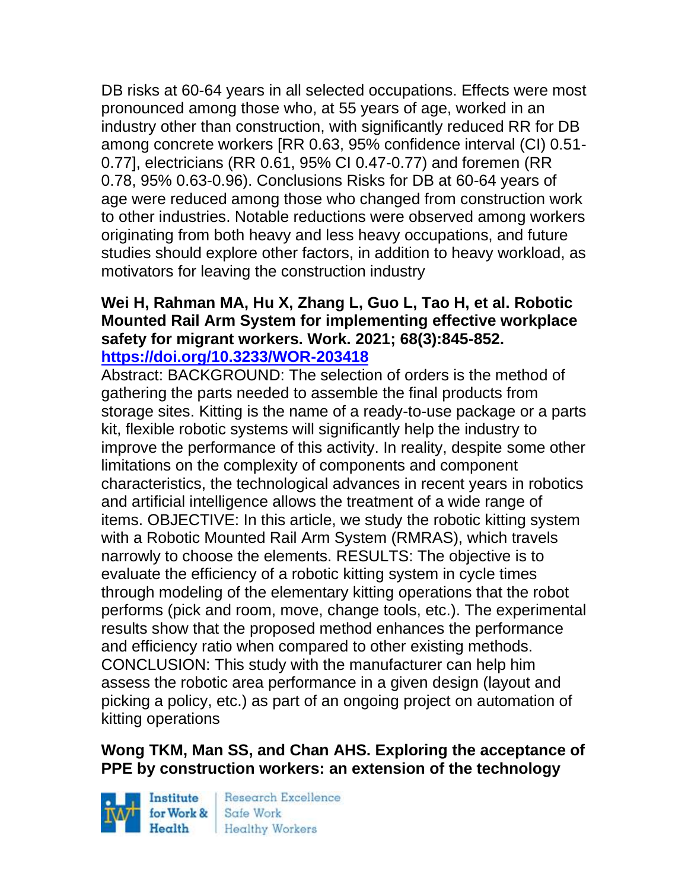DB risks at 60-64 years in all selected occupations. Effects were most pronounced among those who, at 55 years of age, worked in an industry other than construction, with significantly reduced RR for DB among concrete workers [RR 0.63, 95% confidence interval (CI) 0.51-0.77], electricians (RR 0.61, 95% CI 0.47-0.77) and foremen (RR 0.78, 95% 0.63-0.96). Conclusions Risks for DB at 60-64 years of age were reduced among those who changed from construction work to other industries. Notable reductions were observed among workers originating from both heavy and less heavy occupations, and future studies should explore other factors, in addition to heavy workload, as motivators for leaving the construction industry

**Wei H, Rahman MA, Hu X, Zhang L, Guo L, Tao H, et al. Robotic Mounted Rail Arm System for implementing effective workplace safety for migrant workers. Work. 2021; 68(3):845-852.**
**https://doi.org/10.3233/WOR-203418**

Abstract: BACKGROUND: The selection of orders is the method of gathering the parts needed to assemble the final products from storage sites. Kitting is the name of a ready-to-use package or a parts kit, flexible robotic systems will significantly help the industry to improve the performance of this activity. In reality, despite some other limitations on the complexity of components and component characteristics, the technological advances in recent years in robotics and artificial intelligence allows the treatment of a wide range of items. OBJECTIVE: In this article, we study the robotic kitting system with a Robotic Mounted Rail Arm System (RMRAS), which travels narrowly to choose the elements. RESULTS: The objective is to evaluate the efficiency of a robotic kitting system in cycle times through modeling of the elementary kitting operations that the robot performs (pick and room, move, change tools, etc.). The experimental results show that the proposed method enhances the performance and efficiency ratio when compared to other existing methods. CONCLUSION: This study with the manufacturer can help him assess the robotic area performance in a given design (layout and picking a policy, etc.) as part of an ongoing project on automation of kitting operations

**Wong TKM, Man SS, and Chan AHS. Exploring the acceptance of PPE by construction workers: an extension of the technology**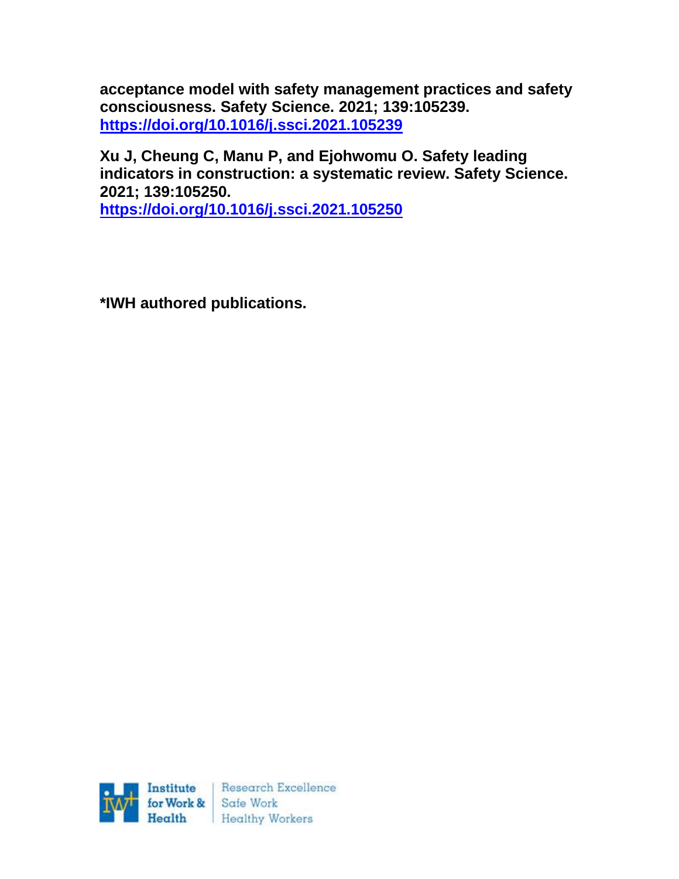**acceptance model with safety management practices and safety consciousness. Safety Science. 2021; 139:105239. [https://doi.org/10.1016/j.ssci.2021.105239](https://doi.org/10.1016/j.ssci.2021.105239)**

**Xu J, Cheung C, Manu P, and Ejohwomu O. Safety leading indicators in construction: a systematic review. Safety Science. 2021; 139:105250. [https://doi.org/10.1016/j.ssci.2021.105250](https://doi.org/10.1016/j.ssci.2021.105250)**

**\*IWH authored publications.**

Institute for Work & Health | Research Excellence Safe Work Healthy Workers